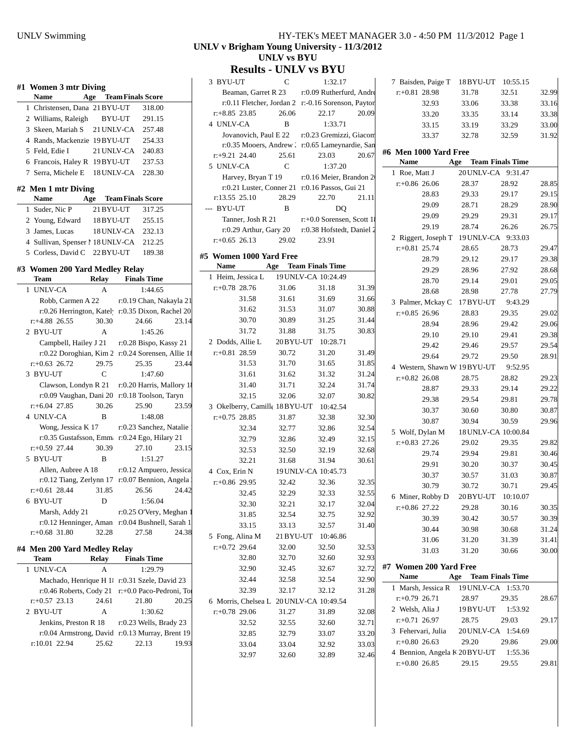UNLV Swimming — HY-TEK's MEET MANAGER 3.0 - 4:50 PM 11/3/2012

# UNLV v Brigham Young University - 11/3/2012

## UNLV vs BYU

## Results - UNLV vs BYU

### #1 Women 3 mtr Diving

| | Name | Age | Team | Finals Score |
|---|---|---|---|---|
| 1 | Christensen, Dana | 21 | BYU-UT | 318.00 |
| 2 | Williams, Raleigh | | BYU-UT | 291.15 |
| 3 | Skeen, Mariah S | 21 | UNLV-CA | 257.48 |
| 4 | Rands, Mackenzie | 19 | BYU-UT | 254.33 |
| 5 | Feld, Edie I | 21 | UNLV-CA | 240.83 |
| 6 | Francois, Haley R | 19 | BYU-UT | 237.53 |
| 7 | Serra, Michele E | 18 | UNLV-CA | 228.30 |

### #2 Men 1 mtr Diving

| | Name | Age | Team | Finals Score |
|---|---|---|---|---|
| 1 | Suder, Nic P | 21 | BYU-UT | 317.25 |
| 2 | Young, Edward | 18 | BYU-UT | 255.15 |
| 3 | James, Lucas | 18 | UNLV-CA | 232.13 |
| 4 | Sullivan, Spenser I | 18 | UNLV-CA | 212.25 |
| 5 | Corless, David C | 22 | BYU-UT | 189.38 |

### #3 Women 200 Yard Medley Relay

| | Team | Relay | Finals Time |
|---|---|---|---|
| 1 | UNLV-CA | A | 1:44.65 |
| 2 | BYU-UT | A | 1:45.26 |
| 3 | BYU-UT | C | 1:47.60 |
| 4 | UNLV-CA | B | 1:48.08 |
| 5 | BYU-UT | B | 1:51.27 |
| 6 | BYU-UT | D | 1:56.04 |

1 UNLV-CA A 1:44.65
- Robb, Carmen A 22; r:0.19 Chan, Nakayla 21; r:0.26 Herrington, Katel; r:0.35 Dixon, Rachel 20
- r:+4.88 26.55, 30.30, 24.66, 23.14

2 BYU-UT A 1:45.26
- Campbell, Hailey J 21; r:0.28 Bispo, Kassy 21; r:0.22 Doroghian, Kim 2; r:0.24 Sorensen, Allie 18
- r:+0.63 26.72, 29.75, 25.35, 23.44

3 BYU-UT C 1:47.60
- Clawson, Londyn R 21; r:0.20 Harris, Mallory 18; r:0.09 Vaughan, Dani 20; r:0.18 Toolson, Taryn
- r:+6.04 27.85, 30.26, 25.90, 23.59

4 UNLV-CA B 1:48.08
- Wong, Jessica K 17; r:0.23 Sanchez, Natalie; r:0.35 Gustafsson, Emma; r:0.24 Ego, Hilary 21
- r:+0.59 27.44, 30.39, 27.10, 23.15

5 BYU-UT B 1:51.27
- Allen, Aubree A 18; r:0.12 Ampuero, Jessica; r:0.12 Tiang, Zerlynn 17; r:0.07 Bennion, Angela
- r:+0.61 28.44, 31.85, 26.56, 24.42

6 BYU-UT D 1:56.04
- Marsh, Addy 21; r:0.25 O'Very, Meghan 1; r:0.12 Henninger, Aman; r:0.04 Bushnell, Sarah 1
- r:+0.68 31.80, 32.28, 27.58, 24.38

### #4 Men 200 Yard Medley Relay

| | Team | Relay | Finals Time |
|---|---|---|---|
| 1 | UNLV-CA | A | 1:29.79 |
| 2 | BYU-UT | A | 1:30.62 |
| 3 | BYU-UT | C | 1:32.17 |
| 4 | UNLV-CA | B | 1:33.71 |
| 5 | UNLV-CA | C | 1:37.20 |
| --- | BYU-UT | B | DQ |

1 UNLV-CA A 1:29.79
- Machado, Henrique H 1; r:0.31 Szele, David 23; r:0.46 Roberts, Cody 21; r:+0.0 Paco-Pedroni, To
- r:+0.57 23.13, 24.61, 21.80, 20.25

2 BYU-UT A 1:30.62
- Jenkins, Preston R 18; r:0.23 Wells, Brady 23; r:0.04 Armstrong, David; r:0.13 Murray, Brent 19
- r:10.01 22.94, 25.62, 22.13, 19.93

3 BYU-UT C 1:32.17
- Beaman, Garret R 23; r:0.09 Rutherfurd, Andre; r:0.11 Fletcher, Jordan 2; r:-0.16 Sorenson, Payto
- r:+8.85 23.85, 26.06, 22.17, 20.09

4 UNLV-CA B 1:33.71
- Jovanovich, Paul E 22; r:0.23 Gremizzi, Giacom; r:0.35 Mooers, Andrew; r:0.65 Lameynardie, San
- r:+9.21 24.40, 25.61, 23.03, 20.67

5 UNLV-CA C 1:37.20
- Harvey, Bryan T 19; r:0.16 Meier, Brandon 2; r:0.21 Luster, Conner 21; r:0.16 Passos, Gui 21
- r:13.55 25.10, 28.29, 22.70, 21.11

--- BYU-UT B DQ
- Tanner, Josh R 21; r:+0.0 Sorensen, Scott 1; r:0.29 Arthur, Gary 20; r:0.38 Hofstedt, Daniel 2
- r:+0.65 26.13, 29.02, 23.91

### #5 Women 1000 Yard Free

| | Name | Age | Team | Finals Time |
|---|---|---|---|---|
| 1 | Heim, Jessica L | 19 | UNLV-CA | 10:24.49 |
| 2 | Dodds, Allie L | 20 | BYU-UT | 10:28.71 |
| 3 | Okelberry, Camille | 18 | BYU-UT | 10:42.54 |
| 4 | Cox, Erin N | 19 | UNLV-CA | 10:45.73 |
| 5 | Fong, Alina M | 21 | BYU-UT | 10:46.86 |
| 6 | Morris, Chelsea L | 20 | UNLV-CA | 10:49.54 |
| 7 | Baisden, Paige T | 18 | BYU-UT | 10:55.15 |

1 Heim, Jessica L
- r:+0.78 28.76, 31.06, 31.18, 31.39
- 31.58, 31.61, 31.69, 31.66
- 31.62, 31.53, 31.07, 30.88
- 30.70, 30.89, 31.25, 31.44
- 31.72, 31.88, 31.75, 30.83

2 Dodds, Allie L
- r:+0.81 28.59, 30.72, 31.20, 31.49
- 31.53, 31.70, 31.65, 31.85
- 31.61, 31.62, 31.32, 31.24
- 31.40, 31.71, 32.24, 31.74
- 32.15, 32.06, 32.07, 30.82

3 Okelberry, Camille
- r:+0.75 28.85, 31.87, 32.38, 32.30
- 32.34, 32.77, 32.86, 32.54
- 32.79, 32.86, 32.49, 32.15
- 32.53, 32.50, 32.19, 32.68
- 32.21, 31.68, 31.94, 30.61

4 Cox, Erin N
- r:+0.86 29.95, 32.42, 32.36, 32.35
- 32.45, 32.29, 32.33, 32.55
- 32.30, 32.21, 32.17, 32.04
- 31.85, 32.54, 32.75, 32.92
- 33.15, 33.13, 32.57, 31.40

5 Fong, Alina M
- r:+0.72 29.64, 32.00, 32.50, 32.53
- 32.80, 32.70, 32.60, 32.93
- 32.90, 32.45, 32.67, 32.72
- 32.44, 32.58, 32.54, 32.90
- 32.39, 32.17, 32.12, 31.28

6 Morris, Chelsea L
- r:+0.78 29.06, 31.27, 31.89, 32.08
- 32.52, 32.55, 32.60, 32.71
- 32.85, 32.79, 33.07, 33.20
- 33.04, 33.04, 32.92, 33.03
- 32.97, 32.60, 32.89, 32.46

7 Baisden, Paige T
- r:+0.81 28.98, 31.78, 32.51, 32.99
- 32.93, 33.06, 33.38, 33.16
- 33.20, 33.35, 33.14, 33.38
- 33.15, 33.19, 33.29, 33.00
- 33.37, 32.78, 32.59, 31.92

### #6 Men 1000 Yard Free

| | Name | Age | Team | Finals Time |
|---|---|---|---|---|
| 1 | Roe, Matt J | 20 | UNLV-CA | 9:31.47 |
| 2 | Riggert, Joseph T | 19 | UNLV-CA | 9:33.03 |
| 3 | Palmer, Mckay C | 17 | BYU-UT | 9:43.29 |
| 4 | Western, Shawn W | 19 | BYU-UT | 9:52.95 |
| 5 | Wolf, Dylan M | 18 | UNLV-CA | 10:00.84 |
| 6 | Miner, Robby D | 20 | BYU-UT | 10:10.07 |

1 Roe, Matt J
- r:+0.86 26.06, 28.37, 28.92, 28.85
- 28.83, 29.33, 29.17, 29.15
- 29.09, 28.71, 28.29, 28.90
- 29.09, 29.29, 29.31, 29.17
- 29.19, 28.74, 26.26, 26.75

2 Riggert, Joseph T
- r:+0.81 25.74, 28.65, 28.73, 29.47
- 28.79, 29.12, 29.17, 29.38
- 29.29, 28.96, 27.92, 28.68
- 28.70, 29.14, 29.01, 29.05
- 28.68, 28.98, 27.78, 27.79

3 Palmer, Mckay C
- r:+0.85 26.96, 28.83, 29.35, 29.02
- 28.94, 28.96, 29.42, 29.06
- 29.10, 29.10, 29.41, 29.38
- 29.42, 29.46, 29.57, 29.54
- 29.64, 29.72, 29.50, 28.91

4 Western, Shawn W
- r:+0.82 26.08, 28.75, 28.82, 29.23
- 28.87, 29.33, 29.14, 29.22
- 29.38, 29.54, 29.81, 29.78
- 30.37, 30.60, 30.80, 30.87
- 30.87, 30.94, 30.59, 29.96

5 Wolf, Dylan M
- r:+0.83 27.26, 29.02, 29.35, 29.82
- 29.74, 29.94, 29.81, 30.46
- 29.91, 30.20, 30.37, 30.45
- 30.37, 30.57, 31.03, 30.87
- 30.79, 30.72, 30.71, 29.45

6 Miner, Robby D
- r:+0.86 27.22, 29.28, 30.16, 30.35
- 30.39, 30.42, 30.57, 30.39
- 30.44, 30.98, 30.68, 31.24
- 31.06, 31.20, 31.39, 31.41
- 31.03, 31.20, 30.66, 30.00

### #7 Women 200 Yard Free

| | Name | Age | Team | Finals Time |
|---|---|---|---|---|
| 1 | Marsh, Jessica R | 19 | UNLV-CA | 1:53.70 |
| 2 | Welsh, Alia J | 19 | BYU-UT | 1:53.92 |
| 3 | Fehervari, Julia | 20 | UNLV-CA | 1:54.69 |
| 4 | Bennion, Angela K | 20 | BYU-UT | 1:55.36 |

1 Marsh, Jessica R
- r:+0.79 26.71, 28.97, 29.35, 28.67

2 Welsh, Alia J
- r:+0.71 26.97, 28.75, 29.03, 29.17

3 Fehervari, Julia
- r:+0.80 26.63, 29.20, 29.86, 29.00

4 Bennion, Angela K
- r:+0.80 26.85, 29.15, 29.55, 29.81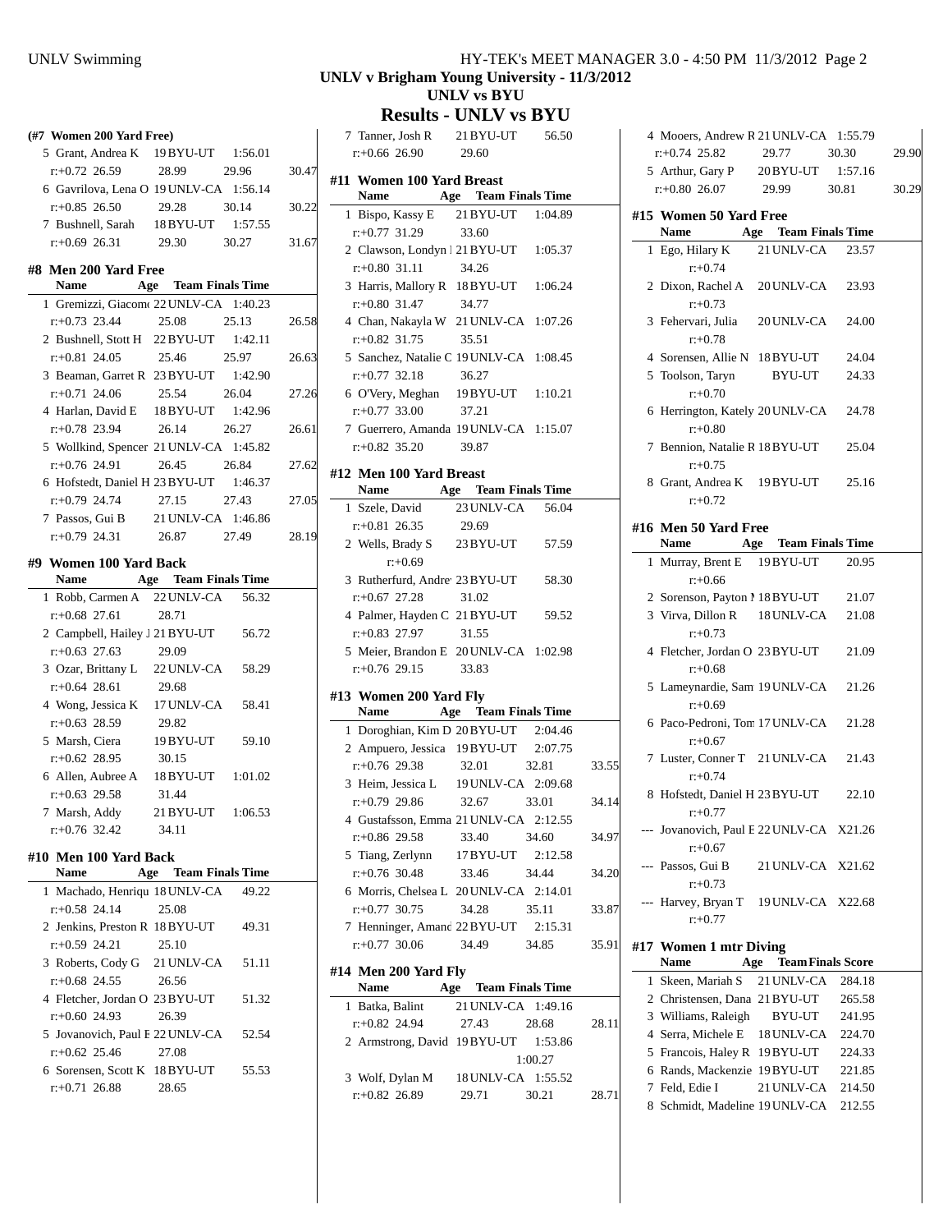# Results - UNLV vs BYU

UNLV v Brigham Young University - 11/3/2012

UNLV vs BYU

## (#7 Women 200 Yard Free)

| Name | Age | Team | Finals Time |
|---|---|---|---|
| 5 Grant, Andrea K | 19 | BYU-UT | 1:56.01 |
| r:+0.72 26.59 | 28.99 | 29.96 | 30.47 |
| 6 Gavrilova, Lena O | 19 | UNLV-CA | 1:56.14 |
| r:+0.85 26.50 | 29.28 | 30.14 | 30.22 |
| 7 Bushnell, Sarah | 18 | BYU-UT | 1:57.55 |
| r:+0.69 26.31 | 29.30 | 30.27 | 31.67 |

## #8 Men 200 Yard Free

| Name | Age | Team | Finals Time |
|---|---|---|---|
| 1 Gremizzi, Giacomo | 22 | UNLV-CA | 1:40.23 |
| r:+0.73 23.44 | 25.08 | 25.13 | 26.58 |
| 2 Bushnell, Stott H | 22 | BYU-UT | 1:42.11 |
| r:+0.81 24.05 | 25.46 | 25.97 | 26.63 |
| 3 Beaman, Garret R | 23 | BYU-UT | 1:42.90 |
| r:+0.71 24.06 | 25.54 | 26.04 | 27.26 |
| 4 Harlan, David E | 18 | BYU-UT | 1:42.96 |
| r:+0.78 23.94 | 26.14 | 26.27 | 26.61 |
| 5 Wollkind, Spencer | 21 | UNLV-CA | 1:45.82 |
| r:+0.76 24.91 | 26.45 | 26.84 | 27.62 |
| 6 Hofstedt, Daniel H | 23 | BYU-UT | 1:46.37 |
| r:+0.79 24.74 | 27.15 | 27.43 | 27.05 |
| 7 Passos, Gui B | 21 | UNLV-CA | 1:46.86 |
| r:+0.79 24.31 | 26.87 | 27.49 | 28.19 |

## #9 Women 100 Yard Back

| Name | Age | Team | Finals Time |
|---|---|---|---|
| 1 Robb, Carmen A | 22 | UNLV-CA | 56.32 |
| r:+0.68 27.61 | 28.71 | | |
| 2 Campbell, Hailey J | 21 | BYU-UT | 56.72 |
| r:+0.63 27.63 | 29.09 | | |
| 3 Ozar, Brittany L | 22 | UNLV-CA | 58.29 |
| r:+0.64 28.61 | 29.68 | | |
| 4 Wong, Jessica K | 17 | UNLV-CA | 58.41 |
| r:+0.63 28.59 | 29.82 | | |
| 5 Marsh, Ciera | 19 | BYU-UT | 59.10 |
| r:+0.62 28.95 | 30.15 | | |
| 6 Allen, Aubree A | 18 | BYU-UT | 1:01.02 |
| r:+0.63 29.58 | 31.44 | | |
| 7 Marsh, Addy | 21 | BYU-UT | 1:06.53 |
| r:+0.76 32.42 | 34.11 | | |

## #10 Men 100 Yard Back

| Name | Age | Team | Finals Time |
|---|---|---|---|
| 1 Machado, Henriqu | 18 | UNLV-CA | 49.22 |
| r:+0.58 24.14 | 25.08 | | |
| 2 Jenkins, Preston R | 18 | BYU-UT | 49.31 |
| r:+0.59 24.21 | 25.10 | | |
| 3 Roberts, Cody G | 21 | UNLV-CA | 51.11 |
| r:+0.68 24.55 | 26.56 | | |
| 4 Fletcher, Jordan O | 23 | BYU-UT | 51.32 |
| r:+0.60 24.93 | 26.39 | | |
| 5 Jovanovich, Paul E | 22 | UNLV-CA | 52.54 |
| r:+0.62 25.46 | 27.08 | | |
| 6 Sorensen, Scott K | 18 | BYU-UT | 55.53 |
| r:+0.71 26.88 | 28.65 | | |
| 7 Tanner, Josh R | 21 | BYU-UT | 56.50 |
| r:+0.66 26.90 | 29.60 | | |

## #11 Women 100 Yard Breast

| Name | Age | Team | Finals Time |
|---|---|---|---|
| 1 Bispo, Kassy E | 21 | BYU-UT | 1:04.89 |
| r:+0.77 31.29 | 33.60 | | |
| 2 Clawson, Londyn I | 21 | BYU-UT | 1:05.37 |
| r:+0.80 31.11 | 34.26 | | |
| 3 Harris, Mallory R | 18 | BYU-UT | 1:06.24 |
| r:+0.80 31.47 | 34.77 | | |
| 4 Chan, Nakayla W | 21 | UNLV-CA | 1:07.26 |
| r:+0.82 31.75 | 35.51 | | |
| 5 Sanchez, Natalie C | 19 | UNLV-CA | 1:08.45 |
| r:+0.77 32.18 | 36.27 | | |
| 6 O'Very, Meghan | 19 | BYU-UT | 1:10.21 |
| r:+0.77 33.00 | 37.21 | | |
| 7 Guerrero, Amanda | 19 | UNLV-CA | 1:15.07 |
| r:+0.82 35.20 | 39.87 | | |

## #12 Men 100 Yard Breast

| Name | Age | Team | Finals Time |
|---|---|---|---|
| 1 Szele, David | 23 | UNLV-CA | 56.04 |
| r:+0.81 26.35 | 29.69 | | |
| 2 Wells, Brady S | 23 | BYU-UT | 57.59 |
| r:+0.69 | | | |
| 3 Rutherfurd, Andre | 23 | BYU-UT | 58.30 |
| r:+0.67 27.28 | 31.02 | | |
| 4 Palmer, Hayden C | 21 | BYU-UT | 59.52 |
| r:+0.83 27.97 | 31.55 | | |
| 5 Meier, Brandon E | 20 | UNLV-CA | 1:02.98 |
| r:+0.76 29.15 | 33.83 | | |

## #13 Women 200 Yard Fly

| Name | Age | Team | Finals Time |
|---|---|---|---|
| 1 Doroghian, Kim D | 20 | BYU-UT | 2:04.46 |
| 2 Ampuero, Jessica | 19 | BYU-UT | 2:07.75 |
| r:+0.76 29.38 | 32.01 | 32.81 | 33.55 |
| 3 Heim, Jessica L | 19 | UNLV-CA | 2:09.68 |
| r:+0.79 29.86 | 32.67 | 33.01 | 34.14 |
| 4 Gustafsson, Emma | 21 | UNLV-CA | 2:12.55 |
| r:+0.86 29.58 | 33.40 | 34.60 | 34.97 |
| 5 Tiang, Zerlynn | 17 | BYU-UT | 2:12.58 |
| r:+0.76 30.48 | 33.46 | 34.44 | 34.20 |
| 6 Morris, Chelsea L | 20 | UNLV-CA | 2:14.01 |
| r:+0.77 30.75 | 34.28 | 35.11 | 33.87 |
| 7 Henninger, Amand | 22 | BYU-UT | 2:15.31 |
| r:+0.77 30.06 | 34.49 | 34.85 | 35.91 |

## #14 Men 200 Yard Fly

| Name | Age | Team | Finals Time |
|---|---|---|---|
| 1 Batka, Balint | 21 | UNLV-CA | 1:49.16 |
| r:+0.82 24.94 | 27.43 | 28.68 | 28.11 |
| 2 Armstrong, David | 19 | BYU-UT | 1:53.86 |
| | | 1:00.27 | |
| 3 Wolf, Dylan M | 18 | UNLV-CA | 1:55.52 |
| r:+0.82 26.89 | 29.71 | 30.21 | 28.71 |
| 4 Mooers, Andrew R | 21 | UNLV-CA | 1:55.79 |
| r:+0.74 25.82 | 29.77 | 30.30 | 29.90 |
| 5 Arthur, Gary P | 20 | BYU-UT | 1:57.16 |
| r:+0.80 26.07 | 29.99 | 30.81 | 30.29 |

## #15 Women 50 Yard Free

| Name | Age | Team | Finals Time |
|---|---|---|---|
| 1 Ego, Hilary K | 21 | UNLV-CA | 23.57 |
| r:+0.74 | | | |
| 2 Dixon, Rachel A | 20 | UNLV-CA | 23.93 |
| r:+0.73 | | | |
| 3 Fehervari, Julia | 20 | UNLV-CA | 24.00 |
| r:+0.78 | | | |
| 4 Sorensen, Allie N | 18 | BYU-UT | 24.04 |
| 5 Toolson, Taryn | | BYU-UT | 24.33 |
| r:+0.70 | | | |
| 6 Herrington, Kately | 20 | UNLV-CA | 24.78 |
| r:+0.80 | | | |
| 7 Bennion, Natalie R | 18 | BYU-UT | 25.04 |
| r:+0.75 | | | |
| 8 Grant, Andrea K | 19 | BYU-UT | 25.16 |
| r:+0.72 | | | |

## #16 Men 50 Yard Free

| Name | Age | Team | Finals Time |
|---|---|---|---|
| 1 Murray, Brent E | 19 | BYU-UT | 20.95 |
| r:+0.66 | | | |
| 2 Sorenson, Payton M | 18 | BYU-UT | 21.07 |
| 3 Virva, Dillon R | 18 | UNLV-CA | 21.08 |
| r:+0.73 | | | |
| 4 Fletcher, Jordan O | 23 | BYU-UT | 21.09 |
| r:+0.68 | | | |
| 5 Lameynardie, Sam | 19 | UNLV-CA | 21.26 |
| r:+0.69 | | | |
| 6 Paco-Pedroni, Tom | 17 | UNLV-CA | 21.28 |
| r:+0.67 | | | |
| 7 Luster, Conner T | 21 | UNLV-CA | 21.43 |
| r:+0.74 | | | |
| 8 Hofstedt, Daniel H | 23 | BYU-UT | 22.10 |
| r:+0.77 | | | |
| --- Jovanovich, Paul E | 22 | UNLV-CA | X21.26 |
| r:+0.67 | | | |
| --- Passos, Gui B | 21 | UNLV-CA | X21.62 |
| r:+0.73 | | | |
| --- Harvey, Bryan T | 19 | UNLV-CA | X22.68 |
| r:+0.77 | | | |

## #17 Women 1 mtr Diving

| Name | Age | Team | Finals Score |
|---|---|---|---|
| 1 Skeen, Mariah S | 21 | UNLV-CA | 284.18 |
| 2 Christensen, Dana | 21 | BYU-UT | 265.58 |
| 3 Williams, Raleigh | | BYU-UT | 241.95 |
| 4 Serra, Michele E | 18 | UNLV-CA | 224.70 |
| 5 Francois, Haley R | 19 | BYU-UT | 224.33 |
| 6 Rands, Mackenzie | 19 | BYU-UT | 221.85 |
| 7 Feld, Edie I | 21 | UNLV-CA | 214.50 |
| 8 Schmidt, Madeline | 19 | UNLV-CA | 212.55 |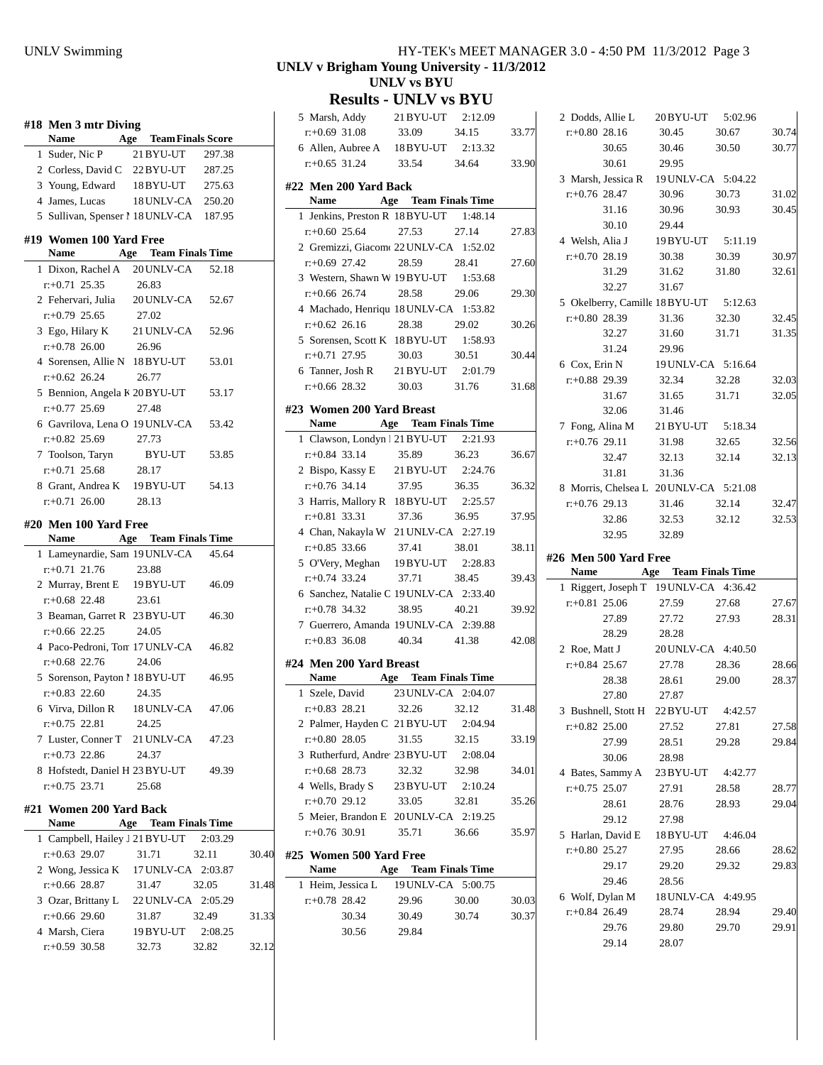UNLV v Brigham Young University - 11/3/2012

UNLV vs BYU

## Results - UNLV vs BYU

### #18 Men 3 mtr Diving

| | Name | Age | Team | Finals Score |
|---|---|---|---|---|
| 1 | Suder, Nic P | 21 | BYU-UT | 297.38 |
| 2 | Corless, David C | 22 | BYU-UT | 287.25 |
| 3 | Young, Edward | 18 | BYU-UT | 275.63 |
| 4 | James, Lucas | 18 | UNLV-CA | 250.20 |
| 5 | Sullivan, Spenser M | 18 | UNLV-CA | 187.95 |

### #19 Women 100 Yard Free

| | Name | Age | Team | Finals Time |
|---|---|---|---|---|
| 1 | Dixon, Rachel A | 20 | UNLV-CA | 52.18 |
| | r:+0.71 25.35 | 26.83 | | |
| 2 | Fehervari, Julia | 20 | UNLV-CA | 52.67 |
| | r:+0.79 25.65 | 27.02 | | |
| 3 | Ego, Hilary K | 21 | UNLV-CA | 52.96 |
| | r:+0.78 26.00 | 26.96 | | |
| 4 | Sorensen, Allie N | 18 | BYU-UT | 53.01 |
| | r:+0.62 26.24 | 26.77 | | |
| 5 | Bennion, Angela K | 20 | BYU-UT | 53.17 |
| | r:+0.77 25.69 | 27.48 | | |
| 6 | Gavrilova, Lena O | 19 | UNLV-CA | 53.42 |
| | r:+0.82 25.69 | 27.73 | | |
| 7 | Toolson, Taryn | | BYU-UT | 53.85 |
| | r:+0.71 25.68 | 28.17 | | |
| 8 | Grant, Andrea K | 19 | BYU-UT | 54.13 |
| | r:+0.71 26.00 | 28.13 | | |

### #20 Men 100 Yard Free

| | Name | Age | Team | Finals Time |
|---|---|---|---|---|
| 1 | Lameynardie, Sam | 19 | UNLV-CA | 45.64 |
| | r:+0.71 21.76 | 23.88 | | |
| 2 | Murray, Brent E | 19 | BYU-UT | 46.09 |
| | r:+0.68 22.48 | 23.61 | | |
| 3 | Beaman, Garret R | 23 | BYU-UT | 46.30 |
| | r:+0.66 22.25 | 24.05 | | |
| 4 | Paco-Pedroni, Tom | 17 | UNLV-CA | 46.82 |
| | r:+0.68 22.76 | 24.06 | | |
| 5 | Sorenson, Payton M | 18 | BYU-UT | 46.95 |
| | r:+0.83 22.60 | 24.35 | | |
| 6 | Virva, Dillon R | 18 | UNLV-CA | 47.06 |
| | r:+0.75 22.81 | 24.25 | | |
| 7 | Luster, Conner T | 21 | UNLV-CA | 47.23 |
| | r:+0.73 22.86 | 24.37 | | |
| 8 | Hofstedt, Daniel H | 23 | BYU-UT | 49.39 |
| | r:+0.75 23.71 | 25.68 | | |

### #21 Women 200 Yard Back

| | Name | Age | Team | Finals Time | |
|---|---|---|---|---|---|
| 1 | Campbell, Hailey J | 21 | BYU-UT | 2:03.29 | |
| | r:+0.63 29.07 | 31.71 | 32.11 | 30.40 | |
| 2 | Wong, Jessica K | 17 | UNLV-CA | 2:03.87 | |
| | r:+0.66 28.87 | 31.47 | 32.05 | 31.48 | |
| 3 | Ozar, Brittany L | 22 | UNLV-CA | 2:05.29 | |
| | r:+0.66 29.60 | 31.87 | 32.49 | 31.33 | |
| 4 | Marsh, Ciera | 19 | BYU-UT | 2:08.25 | |
| | r:+0.59 30.58 | 32.73 | 32.82 | 32.12 | |
| 5 | Marsh, Addy | 21 | BYU-UT | 2:12.09 | |
| | r:+0.69 31.08 | 33.09 | 34.15 | 33.77 | |
| 6 | Allen, Aubree A | 18 | BYU-UT | 2:13.32 | |
| | r:+0.65 31.24 | 33.54 | 34.64 | 33.90 | |

### #22 Men 200 Yard Back

| | Name | Age | Team | Finals Time |
|---|---|---|---|---|
| 1 | Jenkins, Preston R | 18 | BYU-UT | 1:48.14 |
| | r:+0.60 25.64 | 27.53 | 27.14 | 27.83 |
| 2 | Gremizzi, Giacomo | 22 | UNLV-CA | 1:52.02 |
| | r:+0.69 27.42 | 28.59 | 28.41 | 27.60 |
| 3 | Western, Shawn W | 19 | BYU-UT | 1:53.68 |
| | r:+0.66 26.74 | 28.58 | 29.06 | 29.30 |
| 4 | Machado, Henrique | 18 | UNLV-CA | 1:53.82 |
| | r:+0.62 26.16 | 28.38 | 29.02 | 30.26 |
| 5 | Sorensen, Scott K | 18 | BYU-UT | 1:58.93 |
| | r:+0.71 27.95 | 30.03 | 30.51 | 30.44 |
| 6 | Tanner, Josh R | 21 | BYU-UT | 2:01.79 |
| | r:+0.66 28.32 | 30.03 | 31.76 | 31.68 |

### #23 Women 200 Yard Breast

| | Name | Age | Team | Finals Time |
|---|---|---|---|---|
| 1 | Clawson, Londyn E | 21 | BYU-UT | 2:21.93 |
| | r:+0.84 33.14 | 35.89 | 36.23 | 36.67 |
| 2 | Bispo, Kassy E | 21 | BYU-UT | 2:24.76 |
| | r:+0.76 34.14 | 37.95 | 36.35 | 36.32 |
| 3 | Harris, Mallory R | 18 | BYU-UT | 2:25.57 |
| | r:+0.81 33.31 | 37.36 | 36.95 | 37.95 |
| 4 | Chan, Nakayla W | 21 | UNLV-CA | 2:27.19 |
| | r:+0.85 33.66 | 37.41 | 38.01 | 38.11 |
| 5 | O'Very, Meghan | 19 | BYU-UT | 2:28.83 |
| | r:+0.74 33.24 | 37.71 | 38.45 | 39.43 |
| 6 | Sanchez, Natalie C | 19 | UNLV-CA | 2:33.40 |
| | r:+0.78 34.32 | 38.95 | 40.21 | 39.92 |
| 7 | Guerrero, Amanda | 19 | UNLV-CA | 2:39.88 |
| | r:+0.83 36.08 | 40.34 | 41.38 | 42.08 |

### #24 Men 200 Yard Breast

| | Name | Age | Team | Finals Time |
|---|---|---|---|---|
| 1 | Szele, David | 23 | UNLV-CA | 2:04.07 |
| | r:+0.83 28.21 | 32.26 | 32.12 | 31.48 |
| 2 | Palmer, Hayden C | 21 | BYU-UT | 2:04.94 |
| | r:+0.80 28.05 | 31.55 | 32.15 | 33.19 |
| 3 | Rutherfurd, Andrew | 23 | BYU-UT | 2:08.04 |
| | r:+0.68 28.73 | 32.32 | 32.98 | 34.01 |
| 4 | Wells, Brady S | 23 | BYU-UT | 2:10.24 |
| | r:+0.70 29.12 | 33.05 | 32.81 | 35.26 |
| 5 | Meier, Brandon E | 20 | UNLV-CA | 2:19.25 |
| | r:+0.76 30.91 | 35.71 | 36.66 | 35.97 |

### #25 Women 500 Yard Free

| | Name | Age | Team | Finals Time |
|---|---|---|---|---|
| 1 | Heim, Jessica L | 19 | UNLV-CA | 5:00.75 |
| | r:+0.78 28.42 | 29.96 | 30.00 | 30.03 |
| | 30.34 | 30.49 | 30.74 | 30.37 |
| | 30.56 | 29.84 | | |
| 2 | Dodds, Allie L | 20 | BYU-UT | 5:02.96 |
| | r:+0.80 28.16 | 30.45 | 30.67 | 30.74 |
| | 30.65 | 30.46 | 30.50 | 30.77 |
| | 30.61 | 29.95 | | |
| 3 | Marsh, Jessica R | 19 | UNLV-CA | 5:04.22 |
| | r:+0.76 28.47 | 30.96 | 30.73 | 31.02 |
| | 31.16 | 30.96 | 30.93 | 30.45 |
| | 30.10 | 29.44 | | |
| 4 | Welsh, Alia J | 19 | BYU-UT | 5:11.19 |
| | r:+0.70 28.19 | 30.38 | 30.39 | 30.97 |
| | 31.29 | 31.62 | 31.80 | 32.61 |
| | 32.27 | 31.67 | | |
| 5 | Okelberry, Camille | 18 | BYU-UT | 5:12.63 |
| | r:+0.80 28.39 | 31.36 | 32.30 | 32.45 |
| | 32.27 | 31.60 | 31.71 | 31.35 |
| | 31.24 | 29.96 | | |
| 6 | Cox, Erin N | 19 | UNLV-CA | 5:16.64 |
| | r:+0.88 29.39 | 32.34 | 32.28 | 32.03 |
| | 31.67 | 31.65 | 31.71 | 32.05 |
| | 32.06 | 31.46 | | |
| 7 | Fong, Alina M | 21 | BYU-UT | 5:18.34 |
| | r:+0.76 29.11 | 31.98 | 32.65 | 32.56 |
| | 32.47 | 32.13 | 32.14 | 32.13 |
| | 31.81 | 31.36 | | |
| 8 | Morris, Chelsea L | 20 | UNLV-CA | 5:21.08 |
| | r:+0.76 29.13 | 31.46 | 32.14 | 32.47 |
| | 32.86 | 32.53 | 32.12 | 32.53 |
| | 32.95 | 32.89 | | |

### #26 Men 500 Yard Free

| | Name | Age | Team | Finals Time |
|---|---|---|---|---|
| 1 | Riggert, Joseph T | 19 | UNLV-CA | 4:36.42 |
| | r:+0.81 25.06 | 27.59 | 27.68 | 27.67 |
| | 27.89 | 27.72 | 27.93 | 28.31 |
| | 28.29 | 28.28 | | |
| 2 | Roe, Matt J | 20 | UNLV-CA | 4:40.50 |
| | r:+0.84 25.67 | 27.78 | 28.36 | 28.66 |
| | 28.38 | 28.61 | 29.00 | 28.37 |
| | 27.80 | 27.87 | | |
| 3 | Bushnell, Stott H | 22 | BYU-UT | 4:42.57 |
| | r:+0.82 25.00 | 27.52 | 27.81 | 27.58 |
| | 27.99 | 28.51 | 29.28 | 29.84 |
| | 30.06 | 28.98 | | |
| 4 | Bates, Sammy A | 23 | BYU-UT | 4:42.77 |
| | r:+0.75 25.07 | 27.91 | 28.58 | 28.77 |
| | 28.61 | 28.76 | 28.93 | 29.04 |
| | 29.12 | 27.98 | | |
| 5 | Harlan, David E | 18 | BYU-UT | 4:46.04 |
| | r:+0.80 25.27 | 27.95 | 28.66 | 28.62 |
| | 29.17 | 29.20 | 29.32 | 29.83 |
| | 29.46 | 28.56 | | |
| 6 | Wolf, Dylan M | 18 | UNLV-CA | 4:49.95 |
| | r:+0.84 26.49 | 28.74 | 28.94 | 29.40 |
| | 29.76 | 29.80 | 29.70 | 29.91 |
| | 29.14 | 28.07 | | |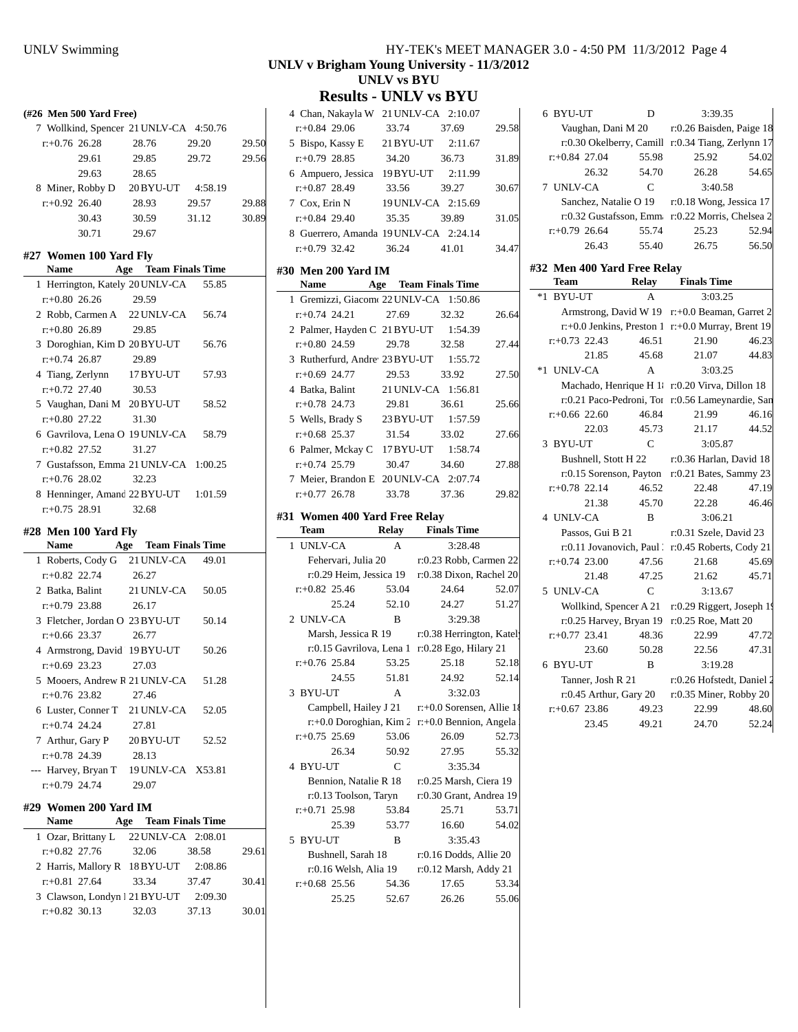**UNLV v Brigham Young University - 11/3/2012**
**UNLV vs BYU**

# Results - UNLV vs BYU

### (#26 Men 500 Yard Free)

| | | | | |
|---|---|---|---|---|
| 7 Wollkind, Spencer | 21 UNLV-CA | 4:50.76 | | |
| r:+0.76 26.28 | 28.76 | 29.20 | 29.50 | |
| 29.61 | 29.85 | 29.72 | 29.56 | |
| 29.63 | 28.65 | | | |
| 8 Miner, Robby D | 20 BYU-UT | 4:58.19 | | |
| r:+0.92 26.40 | 28.93 | 29.57 | 29.88 | |
| 30.43 | 30.59 | 31.12 | 30.89 | |
| 30.71 | 29.67 | | | |

### #27 Women 100 Yard Fly

| Name | Age | Team | Finals Time |
|---|---|---|---|
| 1 Herrington, Kately | 20 | UNLV-CA | 55.85 |
| r:+0.80 26.26 | 29.59 | | |
| 2 Robb, Carmen A | 22 | UNLV-CA | 56.74 |
| r:+0.80 26.89 | 29.85 | | |
| 3 Doroghian, Kim D | 20 | BYU-UT | 56.76 |
| r:+0.74 26.87 | 29.89 | | |
| 4 Tiang, Zerlynn | 17 | BYU-UT | 57.93 |
| r:+0.72 27.40 | 30.53 | | |
| 5 Vaughan, Dani M | 20 | BYU-UT | 58.52 |
| r:+0.80 27.22 | 31.30 | | |
| 6 Gavrilova, Lena O | 19 | UNLV-CA | 58.79 |
| r:+0.82 27.52 | 31.27 | | |
| 7 Gustafsson, Emma | 21 | UNLV-CA | 1:00.25 |
| r:+0.76 28.02 | 32.23 | | |
| 8 Henninger, Amand | 22 | BYU-UT | 1:01.59 |
| r:+0.75 28.91 | 32.68 | | |

### #28 Men 100 Yard Fly

| Name | Age | Team | Finals Time |
|---|---|---|---|
| 1 Roberts, Cody G | 21 | UNLV-CA | 49.01 |
| r:+0.82 22.74 | 26.27 | | |
| 2 Batka, Balint | 21 | UNLV-CA | 50.05 |
| r:+0.79 23.88 | 26.17 | | |
| 3 Fletcher, Jordan O | 23 | BYU-UT | 50.14 |
| r:+0.66 23.37 | 26.77 | | |
| 4 Armstrong, David | 19 | BYU-UT | 50.26 |
| r:+0.69 23.23 | 27.03 | | |
| 5 Mooers, Andrew R | 21 | UNLV-CA | 51.28 |
| r:+0.76 23.82 | 27.46 | | |
| 6 Luster, Conner T | 21 | UNLV-CA | 52.05 |
| r:+0.74 24.24 | 27.81 | | |
| 7 Arthur, Gary P | 20 | BYU-UT | 52.52 |
| r:+0.78 24.39 | 28.13 | | |
| --- Harvey, Bryan T | 19 | UNLV-CA | X53.81 |
| r:+0.79 24.74 | 29.07 | | |

### #29 Women 200 Yard IM

| Name | Age | Team | Finals Time | |
|---|---|---|---|---|
| 1 Ozar, Brittany L | 22 | UNLV-CA | 2:08.01 | |
| r:+0.82 27.76 | 32.06 | 38.58 | 29.61 | |
| 2 Harris, Mallory R | 18 | BYU-UT | 2:08.86 | |
| r:+0.81 27.64 | 33.34 | 37.47 | 30.41 | |
| 3 Clawson, Londyn l | 21 | BYU-UT | 2:09.30 | |
| r:+0.82 30.13 | 32.03 | 37.13 | 30.01 | |
| 4 Chan, Nakayla W | 21 | UNLV-CA | 2:10.07 | |
| r:+0.84 29.06 | 33.74 | 37.69 | 29.58 | |
| 5 Bispo, Kassy E | 21 | BYU-UT | 2:11.67 | |
| r:+0.79 28.85 | 34.20 | 36.73 | 31.89 | |
| 6 Ampuero, Jessica | 19 | BYU-UT | 2:11.99 | |
| r:+0.87 28.49 | 33.56 | 39.27 | 30.67 | |
| 7 Cox, Erin N | 19 | UNLV-CA | 2:15.69 | |
| r:+0.84 29.40 | 35.35 | 39.89 | 31.05 | |
| 8 Guerrero, Amanda | 19 | UNLV-CA | 2:24.14 | |
| r:+0.79 32.42 | 36.24 | 41.01 | 34.47 | |

### #30 Men 200 Yard IM

| Name | Age | Team | Finals Time | |
|---|---|---|---|---|
| 1 Gremizzi, Giacom | 22 | UNLV-CA | 1:50.86 | |
| r:+0.74 24.21 | 27.69 | 32.32 | 26.64 | |
| 2 Palmer, Hayden C | 21 | BYU-UT | 1:54.39 | |
| r:+0.80 24.59 | 29.78 | 32.58 | 27.44 | |
| 3 Rutherfurd, Andre | 23 | BYU-UT | 1:55.72 | |
| r:+0.69 24.77 | 29.53 | 33.92 | 27.50 | |
| 4 Batka, Balint | 21 | UNLV-CA | 1:56.81 | |
| r:+0.78 24.73 | 29.81 | 36.61 | 25.66 | |
| 5 Wells, Brady S | 23 | BYU-UT | 1:57.59 | |
| r:+0.68 25.37 | 31.54 | 33.02 | 27.66 | |
| 6 Palmer, Mckay C | 17 | BYU-UT | 1:58.74 | |
| r:+0.74 25.79 | 30.47 | 34.60 | 27.88 | |
| 7 Meier, Brandon E | 20 | UNLV-CA | 2:07.74 | |
| r:+0.77 26.78 | 33.78 | 37.36 | 29.82 | |

### #31 Women 400 Yard Free Relay

| Team | Relay | Finals Time | |
|---|---|---|---|
| 1 UNLV-CA | A | 3:28.48 | |
| Fehervari, Julia 20 | | r:0.23 Robb, Carmen 22 | |
| r:0.29 Heim, Jessica 19 | | r:0.38 Dixon, Rachel 20 | |
| r:+0.82 25.46 | 53.04 | 24.64 | 52.07 |
| 25.24 | 52.10 | 24.27 | 51.27 |
| 2 UNLV-CA | B | 3:29.38 | |
| Marsh, Jessica R 19 | | r:0.38 Herrington, Kately | |
| r:0.15 Gavrilova, Lena 1 | | r:0.28 Ego, Hilary 21 | |
| r:+0.76 25.84 | 53.25 | 25.18 | 52.18 |
| 24.55 | 51.81 | 24.92 | 52.14 |
| 3 BYU-UT | A | 3:32.03 | |
| Campbell, Hailey J 21 | | r:+0.0 Sorensen, Allie 18 | |
| r:+0.0 Doroghian, Kim 2 | | r:+0.0 Bennion, Angela | |
| r:+0.75 25.69 | 53.06 | 26.09 | 52.73 |
| 26.34 | 50.92 | 27.95 | 55.32 |
| 4 BYU-UT | C | 3:35.34 | |
| Bennion, Natalie R 18 | | r:0.25 Marsh, Ciera 19 | |
| r:0.13 Toolson, Taryn | | r:0.30 Grant, Andrea 19 | |
| r:+0.71 25.98 | 53.84 | 25.71 | 53.71 |
| 25.39 | 53.77 | 16.60 | 54.02 |
| 5 BYU-UT | B | 3:35.43 | |
| Bushnell, Sarah 18 | | r:0.16 Dodds, Allie 20 | |
| r:0.16 Welsh, Alia 19 | | r:0.12 Marsh, Addy 21 | |
| r:+0.68 25.56 | 54.36 | 17.65 | 53.34 |
| 25.25 | 52.67 | 26.26 | 55.06 |
| 6 BYU-UT | D | 3:39.35 | |
| Vaughan, Dani M 20 | | r:0.26 Baisden, Paige 18 | |
| r:0.30 Okelberry, Camill | | r:0.34 Tiang, Zerlynn 17 | |
| r:+0.84 27.04 | 55.98 | 25.92 | 54.02 |
| 26.32 | 54.70 | 26.28 | 54.65 |
| 7 UNLV-CA | C | 3:40.58 | |
| Sanchez, Natalie O 19 | | r:0.18 Wong, Jessica 17 | |
| r:0.32 Gustafsson, Emm | | r:0.22 Morris, Chelsea 2 | |
| r:+0.79 26.64 | 55.74 | 25.23 | 52.94 |
| 26.43 | 55.40 | 26.75 | 56.50 |

### #32 Men 400 Yard Free Relay

| Team | Relay | Finals Time | |
|---|---|---|---|
| *1 BYU-UT | A | 3:03.25 | |
| Armstrong, David W 19 | | r:+0.0 Beaman, Garret 2 | |
| r:+0.0 Jenkins, Preston 1 | | r:+0.0 Murray, Brent 19 | |
| r:+0.73 22.43 | 46.51 | 21.90 | 46.23 |
| 21.85 | 45.68 | 21.07 | 44.83 |
| *1 UNLV-CA | A | 3:03.25 | |
| Machado, Henrique H 1 | | r:0.20 Virva, Dillon 18 | |
| r:0.21 Paco-Pedroni, Tor | | r:0.56 Lameynardie, San | |
| r:+0.66 22.60 | 46.84 | 21.99 | 46.16 |
| 22.03 | 45.73 | 21.17 | 44.52 |
| 3 BYU-UT | C | 3:05.87 | |
| Bushnell, Stott H 22 | | r:0.36 Harlan, David 18 | |
| r:0.15 Sorenson, Payton | | r:0.21 Bates, Sammy 23 | |
| r:+0.78 22.14 | 46.52 | 22.48 | 47.19 |
| 21.38 | 45.70 | 22.28 | 46.46 |
| 4 UNLV-CA | B | 3:06.21 | |
| Passos, Gui B 21 | | r:0.31 Szele, David 23 | |
| r:0.11 Jovanovich, Paul | | r:0.45 Roberts, Cody 21 | |
| r:+0.74 23.00 | 47.56 | 21.68 | 45.69 |
| 21.48 | 47.25 | 21.62 | 45.71 |
| 5 UNLV-CA | C | 3:13.67 | |
| Wollkind, Spencer A 21 | | r:0.29 Riggert, Joseph 1 | |
| r:0.25 Harvey, Bryan 19 | | r:0.25 Roe, Matt 20 | |
| r:+0.77 23.41 | 48.36 | 22.99 | 47.72 |
| 23.60 | 50.28 | 22.56 | 47.31 |
| 6 BYU-UT | B | 3:19.28 | |
| Tanner, Josh R 21 | | r:0.26 Hofstedt, Daniel 2 | |
| r:0.45 Arthur, Gary 20 | | r:0.35 Miner, Robby 20 | |
| r:+0.67 23.86 | 49.23 | 22.99 | 48.60 |
| 23.45 | 49.21 | 24.70 | 52.24 |